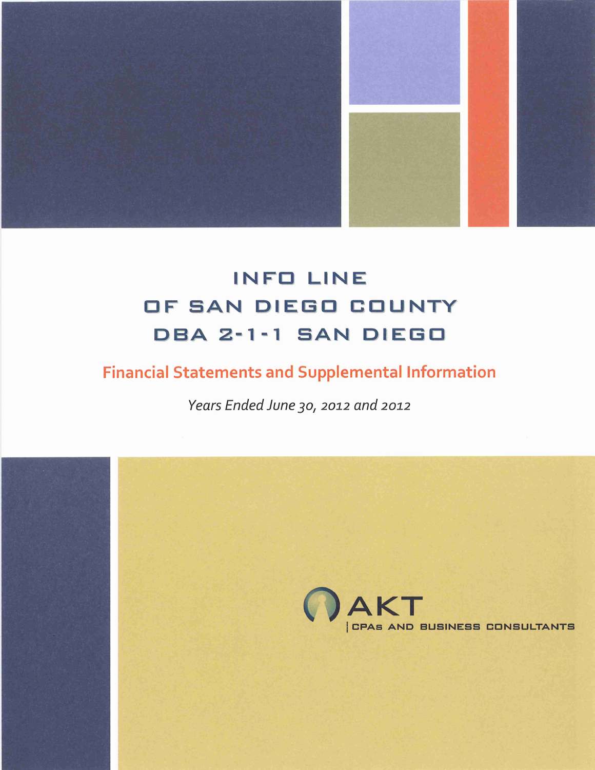# INFO LINE OF SAN DIEGO COUNTY DBA 2-1-1 SAN DIEGO

## Financial Statements and Supplemental Information

*Years Ended June 30, 2012 and 2012*

AKT

CPAs AND BUSINESS CONSULTANTS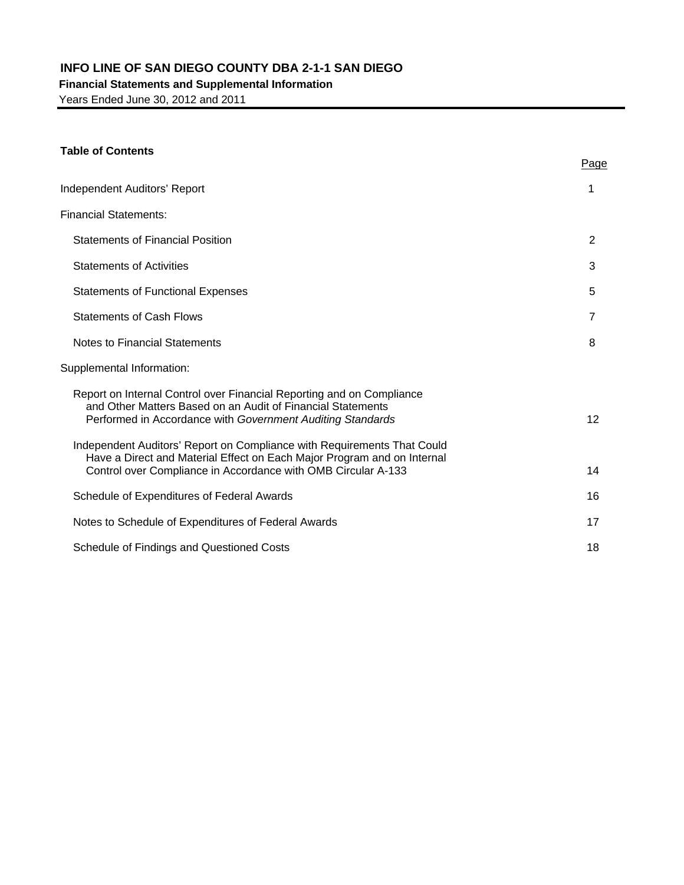# INFO LINE OF SAN DIEGO COUNTY DBA 2-1-1 SAN DIEGO

**Financial Statements and Supplemental Information**

Years Ended June 30, 2012 and 2011

**Table of Contents**

| | Page |
|---|---|
| Independent Auditors' Report | 1 |
| Financial Statements: | |
| Statements of Financial Position | 2 |
| Statements of Activities | 3 |
| Statements of Functional Expenses | 5 |
| Statements of Cash Flows | 7 |
| Notes to Financial Statements | 8 |
| Supplemental Information: | |
| Report on Internal Control over Financial Reporting and on Compliance and Other Matters Based on an Audit of Financial Statements Performed in Accordance with *Government Auditing Standards* | 12 |
| Independent Auditors' Report on Compliance with Requirements That Could Have a Direct and Material Effect on Each Major Program and on Internal Control over Compliance in Accordance with OMB Circular A-133 | 14 |
| Schedule of Expenditures of Federal Awards | 16 |
| Notes to Schedule of Expenditures of Federal Awards | 17 |
| Schedule of Findings and Questioned Costs | 18 |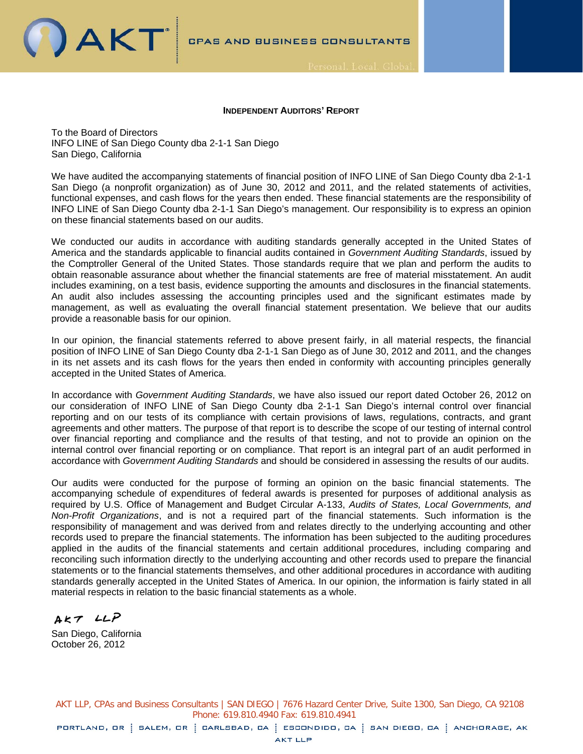## INDEPENDENT AUDITORS' REPORT

To the Board of Directors
INFO LINE of San Diego County dba 2-1-1 San Diego
San Diego, California

We have audited the accompanying statements of financial position of INFO LINE of San Diego County dba 2-1-1 San Diego (a nonprofit organization) as of June 30, 2012 and 2011, and the related statements of activities, functional expenses, and cash flows for the years then ended. These financial statements are the responsibility of INFO LINE of San Diego County dba 2-1-1 San Diego's management. Our responsibility is to express an opinion on these financial statements based on our audits.

We conducted our audits in accordance with auditing standards generally accepted in the United States of America and the standards applicable to financial audits contained in *Government Auditing Standards*, issued by the Comptroller General of the United States. Those standards require that we plan and perform the audits to obtain reasonable assurance about whether the financial statements are free of material misstatement. An audit includes examining, on a test basis, evidence supporting the amounts and disclosures in the financial statements. An audit also includes assessing the accounting principles used and the significant estimates made by management, as well as evaluating the overall financial statement presentation. We believe that our audits provide a reasonable basis for our opinion.

In our opinion, the financial statements referred to above present fairly, in all material respects, the financial position of INFO LINE of San Diego County dba 2-1-1 San Diego as of June 30, 2012 and 2011, and the changes in its net assets and its cash flows for the years then ended in conformity with accounting principles generally accepted in the United States of America.

In accordance with *Government Auditing Standards*, we have also issued our report dated October 26, 2012 on our consideration of INFO LINE of San Diego County dba 2-1-1 San Diego's internal control over financial reporting and on our tests of its compliance with certain provisions of laws, regulations, contracts, and grant agreements and other matters. The purpose of that report is to describe the scope of our testing of internal control over financial reporting and compliance and the results of that testing, and not to provide an opinion on the internal control over financial reporting or on compliance. That report is an integral part of an audit performed in accordance with *Government Auditing Standards* and should be considered in assessing the results of our audits.

Our audits were conducted for the purpose of forming an opinion on the basic financial statements. The accompanying schedule of expenditures of federal awards is presented for purposes of additional analysis as required by U.S. Office of Management and Budget Circular A-133, *Audits of States, Local Governments, and Non-Profit Organizations*, and is not a required part of the financial statements. Such information is the responsibility of management and was derived from and relates directly to the underlying accounting and other records used to prepare the financial statements. The information has been subjected to the auditing procedures applied in the audits of the financial statements and certain additional procedures, including comparing and reconciling such information directly to the underlying accounting and other records used to prepare the financial statements or to the financial statements themselves, and other additional procedures in accordance with auditing standards generally accepted in the United States of America. In our opinion, the information is fairly stated in all material respects in relation to the basic financial statements as a whole.

AKT LLP

San Diego, California
October 26, 2012

AKT LLP, CPAs and Business Consultants | SAN DIEGO | 7676 Hazard Center Drive, Suite 1300, San Diego, CA 92108
Phone: 619.810.4940 Fax: 619.810.4941

PORTLAND, OR | SALEM, OR | CARLSBAD, CA | ESCONDIDO, CA | SAN DIEGO, CA | ANCHORAGE, AK

AKT LLP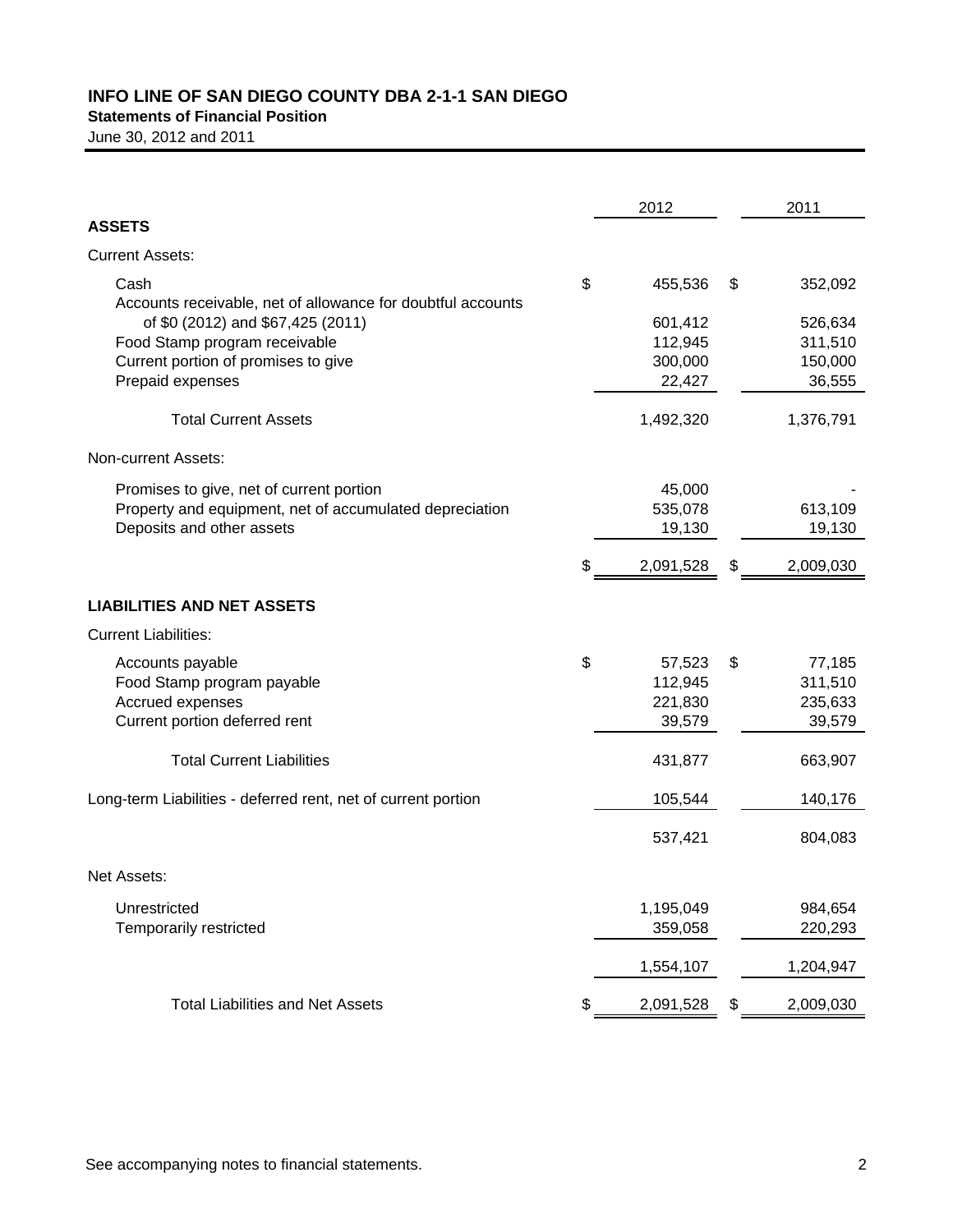# INFO LINE OF SAN DIEGO COUNTY DBA 2-1-1 SAN DIEGO

**Statements of Financial Position**

June 30, 2012 and 2011

| | 2012 | 2011 |
|---|---|---|
| **ASSETS** | | |
| Current Assets: | | |
| Cash | $ 455,536 | $ 352,092 |
| Accounts receivable, net of allowance for doubtful accounts of $0 (2012) and $67,425 (2011) | 601,412 | 526,634 |
| Food Stamp program receivable | 112,945 | 311,510 |
| Current portion of promises to give | 300,000 | 150,000 |
| Prepaid expenses | 22,427 | 36,555 |
| Total Current Assets | 1,492,320 | 1,376,791 |
| Non-current Assets: | | |
| Promises to give, net of current portion | 45,000 | - |
| Property and equipment, net of accumulated depreciation | 535,078 | 613,109 |
| Deposits and other assets | 19,130 | 19,130 |
| | $ 2,091,528 | $ 2,009,030 |
| **LIABILITIES AND NET ASSETS** | | |
| Current Liabilities: | | |
| Accounts payable | $ 57,523 | $ 77,185 |
| Food Stamp program payable | 112,945 | 311,510 |
| Accrued expenses | 221,830 | 235,633 |
| Current portion deferred rent | 39,579 | 39,579 |
| Total Current Liabilities | 431,877 | 663,907 |
| Long-term Liabilities - deferred rent, net of current portion | 105,544 | 140,176 |
| | 537,421 | 804,083 |
| Net Assets: | | |
| Unrestricted | 1,195,049 | 984,654 |
| Temporarily restricted | 359,058 | 220,293 |
| | 1,554,107 | 1,204,947 |
| Total Liabilities and Net Assets | $ 2,091,528 | $ 2,009,030 |

See accompanying notes to financial statements.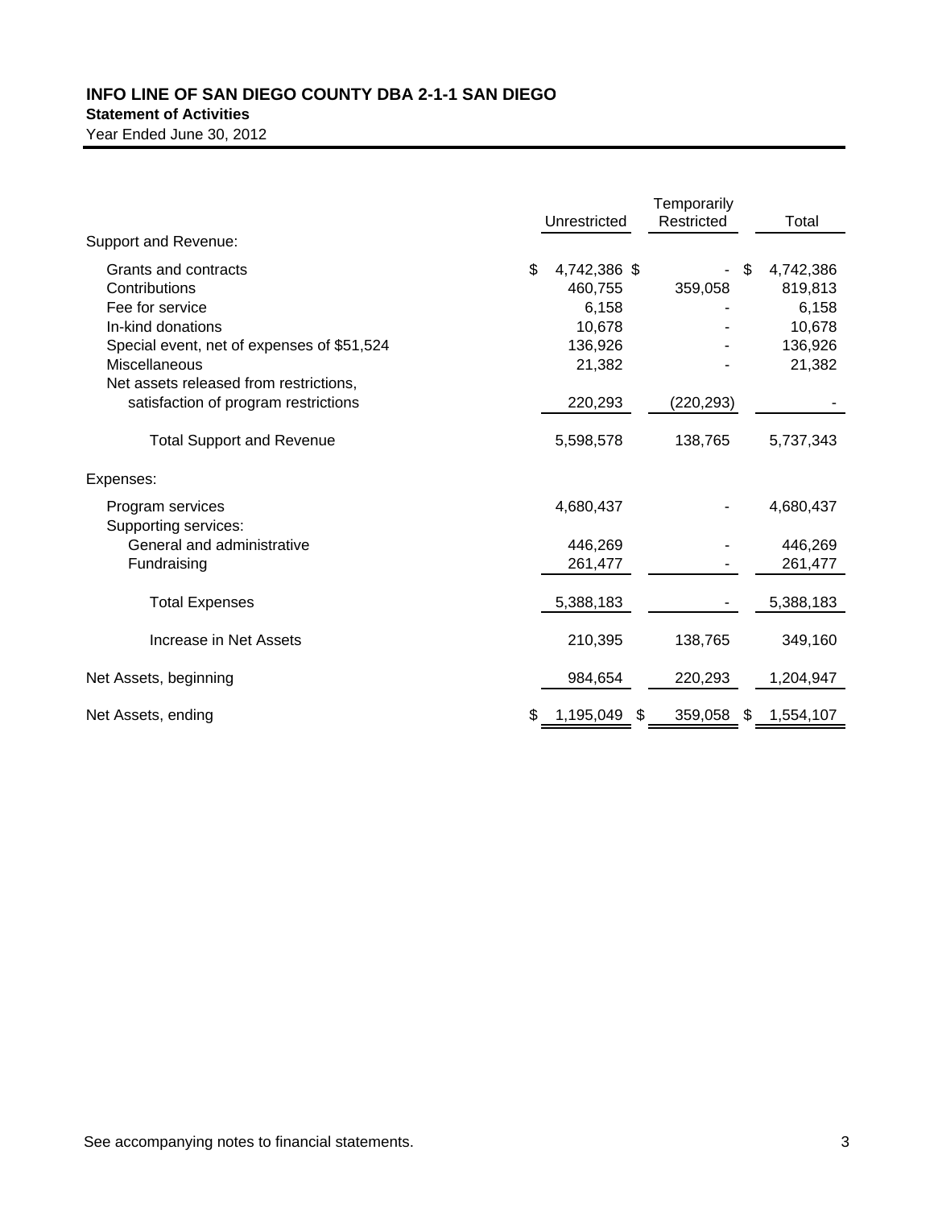**INFO LINE OF SAN DIEGO COUNTY DBA 2-1-1 SAN DIEGO**

**Statement of Activities**

Year Ended June 30, 2012

| | Unrestricted | Temporarily Restricted | Total |
|---|---|---|---|
| Support and Revenue: | | | |
| Grants and contracts | $ 4,742,386 | $ - | $ 4,742,386 |
| Contributions | 460,755 | 359,058 | 819,813 |
| Fee for service | 6,158 | - | 6,158 |
| In-kind donations | 10,678 | - | 10,678 |
| Special event, net of expenses of $51,524 | 136,926 | - | 136,926 |
| Miscellaneous | 21,382 | - | 21,382 |
| Net assets released from restrictions, satisfaction of program restrictions | 220,293 | (220,293) | - |
| Total Support and Revenue | 5,598,578 | 138,765 | 5,737,343 |
| Expenses: | | | |
| Program services | 4,680,437 | - | 4,680,437 |
| Supporting services: | | | |
| General and administrative | 446,269 | - | 446,269 |
| Fundraising | 261,477 | - | 261,477 |
| Total Expenses | 5,388,183 | - | 5,388,183 |
| Increase in Net Assets | 210,395 | 138,765 | 349,160 |
| Net Assets, beginning | 984,654 | 220,293 | 1,204,947 |
| Net Assets, ending | $ 1,195,049 | $ 359,058 | $ 1,554,107 |

See accompanying notes to financial statements.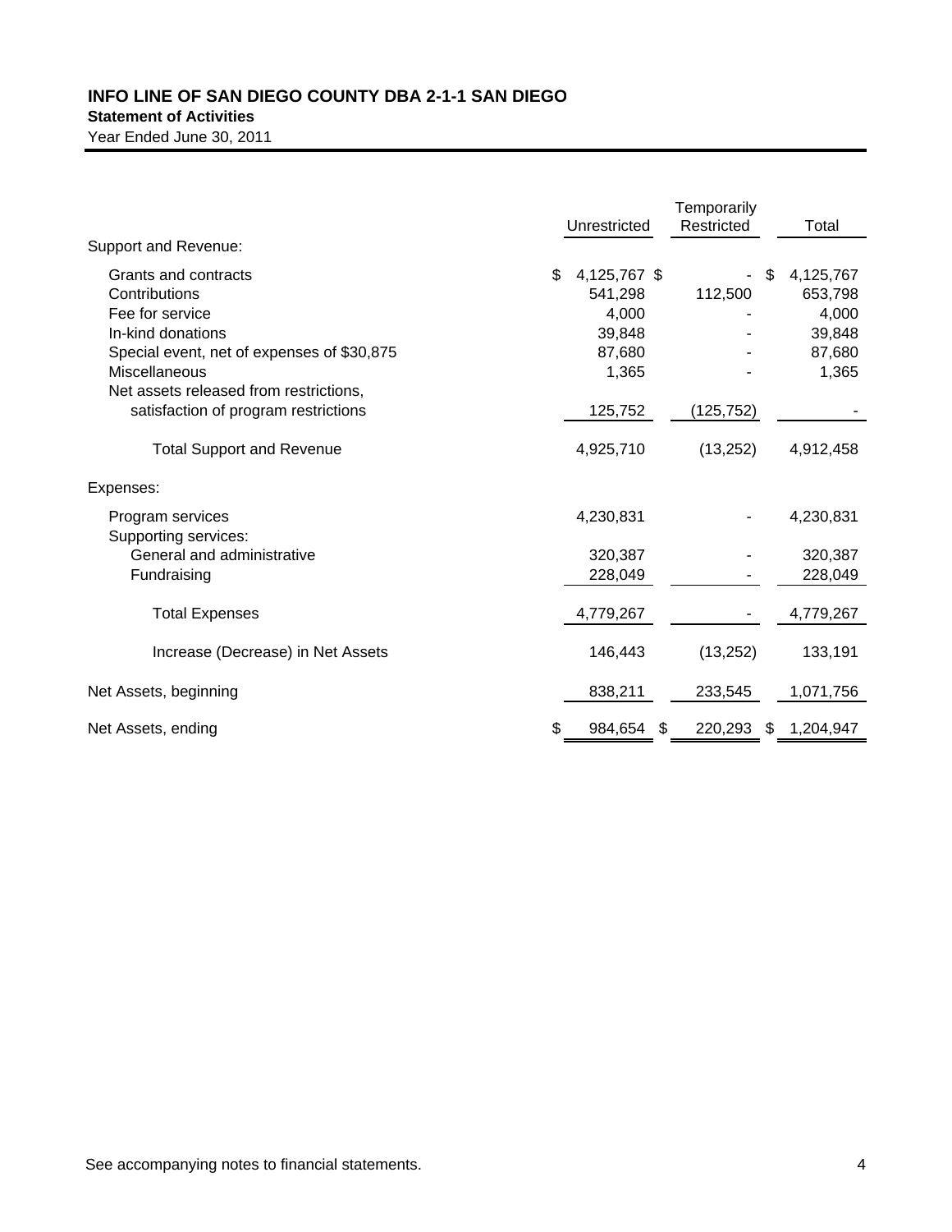# INFO LINE OF SAN DIEGO COUNTY DBA 2-1-1 SAN DIEGO

**Statement of Activities**

Year Ended June 30, 2011

| | Unrestricted | Temporarily Restricted | Total |
|---|---|---|---|
| Support and Revenue: | | | |
| Grants and contracts | $ 4,125,767 | $ - | $ 4,125,767 |
| Contributions | 541,298 | 112,500 | 653,798 |
| Fee for service | 4,000 | - | 4,000 |
| In-kind donations | 39,848 | - | 39,848 |
| Special event, net of expenses of $30,875 | 87,680 | - | 87,680 |
| Miscellaneous | 1,365 | - | 1,365 |
| Net assets released from restrictions, satisfaction of program restrictions | 125,752 | (125,752) | - |
| Total Support and Revenue | 4,925,710 | (13,252) | 4,912,458 |
| Expenses: | | | |
| Program services | 4,230,831 | - | 4,230,831 |
| Supporting services: | | | |
| General and administrative | 320,387 | - | 320,387 |
| Fundraising | 228,049 | - | 228,049 |
| Total Expenses | 4,779,267 | - | 4,779,267 |
| Increase (Decrease) in Net Assets | 146,443 | (13,252) | 133,191 |
| Net Assets, beginning | 838,211 | 233,545 | 1,071,756 |
| Net Assets, ending | $ 984,654 | $ 220,293 | $ 1,204,947 |

See accompanying notes to financial statements.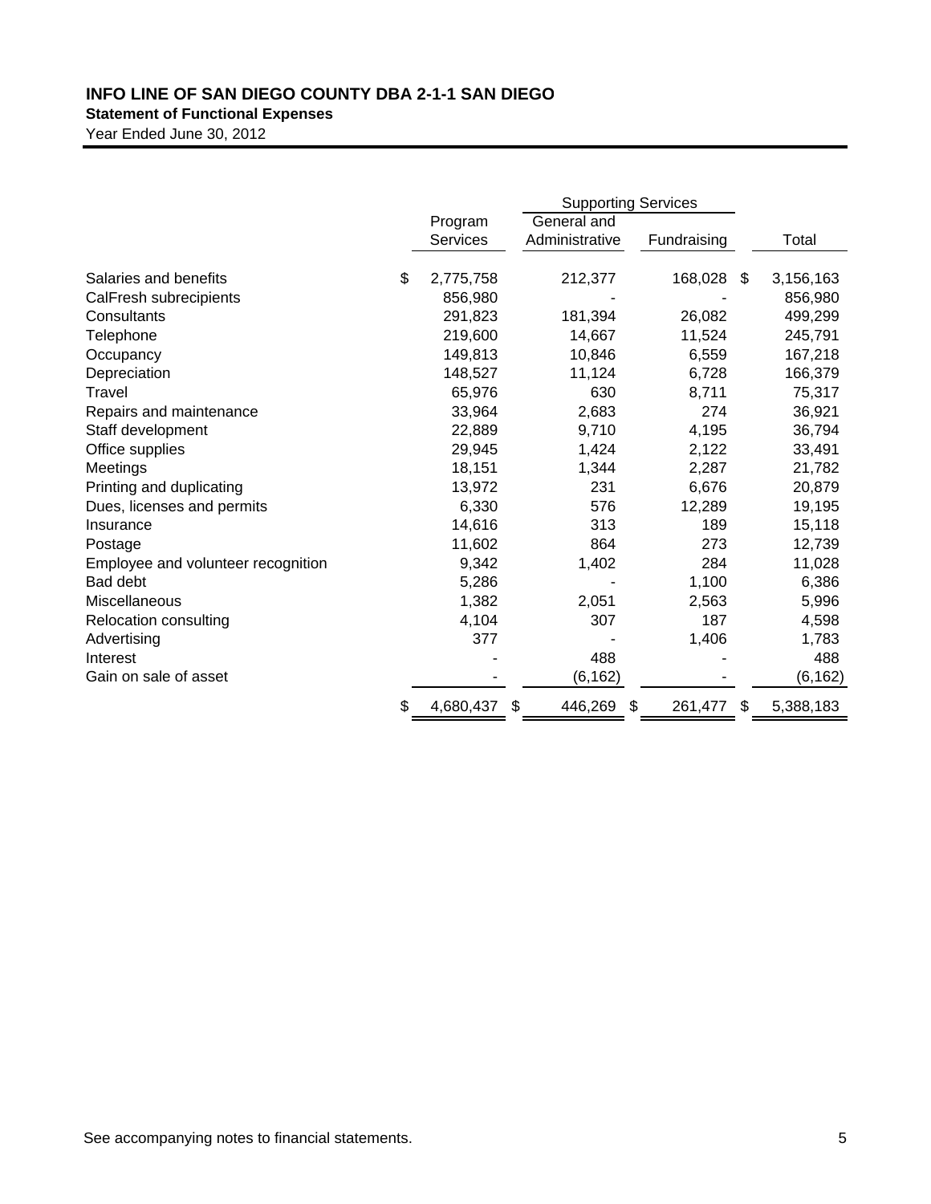# INFO LINE OF SAN DIEGO COUNTY DBA 2-1-1 SAN DIEGO

**Statement of Functional Expenses**

Year Ended June 30, 2012

| | | Supporting Services | | |
|---|---|---|---|---|
| | Program Services | General and Administrative | Fundraising | Total |
| Salaries and benefits | $ 2,775,758 | 212,377 | 168,028 | $ 3,156,163 |
| CalFresh subrecipients | 856,980 | - | - | 856,980 |
| Consultants | 291,823 | 181,394 | 26,082 | 499,299 |
| Telephone | 219,600 | 14,667 | 11,524 | 245,791 |
| Occupancy | 149,813 | 10,846 | 6,559 | 167,218 |
| Depreciation | 148,527 | 11,124 | 6,728 | 166,379 |
| Travel | 65,976 | 630 | 8,711 | 75,317 |
| Repairs and maintenance | 33,964 | 2,683 | 274 | 36,921 |
| Staff development | 22,889 | 9,710 | 4,195 | 36,794 |
| Office supplies | 29,945 | 1,424 | 2,122 | 33,491 |
| Meetings | 18,151 | 1,344 | 2,287 | 21,782 |
| Printing and duplicating | 13,972 | 231 | 6,676 | 20,879 |
| Dues, licenses and permits | 6,330 | 576 | 12,289 | 19,195 |
| Insurance | 14,616 | 313 | 189 | 15,118 |
| Postage | 11,602 | 864 | 273 | 12,739 |
| Employee and volunteer recognition | 9,342 | 1,402 | 284 | 11,028 |
| Bad debt | 5,286 | - | 1,100 | 6,386 |
| Miscellaneous | 1,382 | 2,051 | 2,563 | 5,996 |
| Relocation consulting | 4,104 | 307 | 187 | 4,598 |
| Advertising | 377 | - | 1,406 | 1,783 |
| Interest | - | 488 | - | 488 |
| Gain on sale of asset | - | (6,162) | - | (6,162) |
| | $ 4,680,437 | $ 446,269 | $ 261,477 | $ 5,388,183 |

See accompanying notes to financial statements.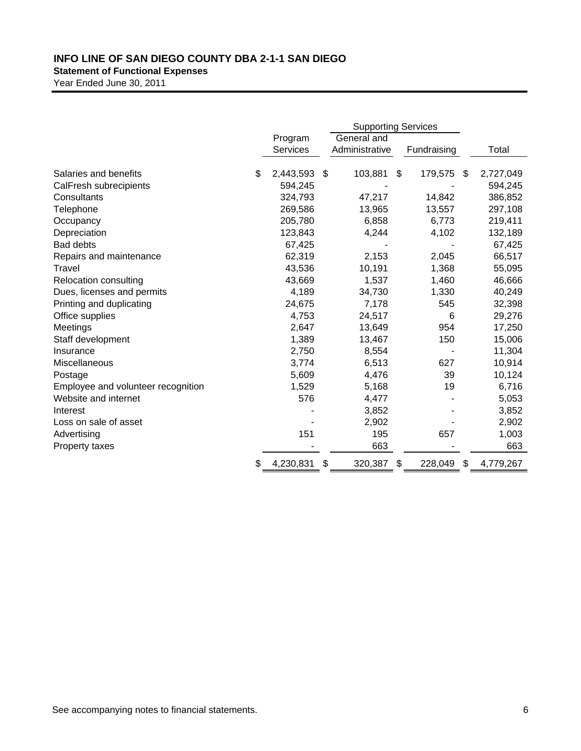**INFO LINE OF SAN DIEGO COUNTY DBA 2-1-1 SAN DIEGO**

**Statement of Functional Expenses**

Year Ended June 30, 2011

| | Program Services | Supporting Services | | Total |
|---|---|---|---|---|
| | | General and Administrative | Fundraising | |
| Salaries and benefits | $ 2,443,593 | $ 103,881 | $ 179,575 | $ 2,727,049 |
| CalFresh subrecipients | 594,245 | - | - | 594,245 |
| Consultants | 324,793 | 47,217 | 14,842 | 386,852 |
| Telephone | 269,586 | 13,965 | 13,557 | 297,108 |
| Occupancy | 205,780 | 6,858 | 6,773 | 219,411 |
| Depreciation | 123,843 | 4,244 | 4,102 | 132,189 |
| Bad debts | 67,425 | - | - | 67,425 |
| Repairs and maintenance | 62,319 | 2,153 | 2,045 | 66,517 |
| Travel | 43,536 | 10,191 | 1,368 | 55,095 |
| Relocation consulting | 43,669 | 1,537 | 1,460 | 46,666 |
| Dues, licenses and permits | 4,189 | 34,730 | 1,330 | 40,249 |
| Printing and duplicating | 24,675 | 7,178 | 545 | 32,398 |
| Office supplies | 4,753 | 24,517 | 6 | 29,276 |
| Meetings | 2,647 | 13,649 | 954 | 17,250 |
| Staff development | 1,389 | 13,467 | 150 | 15,006 |
| Insurance | 2,750 | 8,554 | - | 11,304 |
| Miscellaneous | 3,774 | 6,513 | 627 | 10,914 |
| Postage | 5,609 | 4,476 | 39 | 10,124 |
| Employee and volunteer recognition | 1,529 | 5,168 | 19 | 6,716 |
| Website and internet | 576 | 4,477 | - | 5,053 |
| Interest | - | 3,852 | - | 3,852 |
| Loss on sale of asset | - | 2,902 | - | 2,902 |
| Advertising | 151 | 195 | 657 | 1,003 |
| Property taxes | - | 663 | - | 663 |
| | $ 4,230,831 | $ 320,387 | $ 228,049 | $ 4,779,267 |

See accompanying notes to financial statements.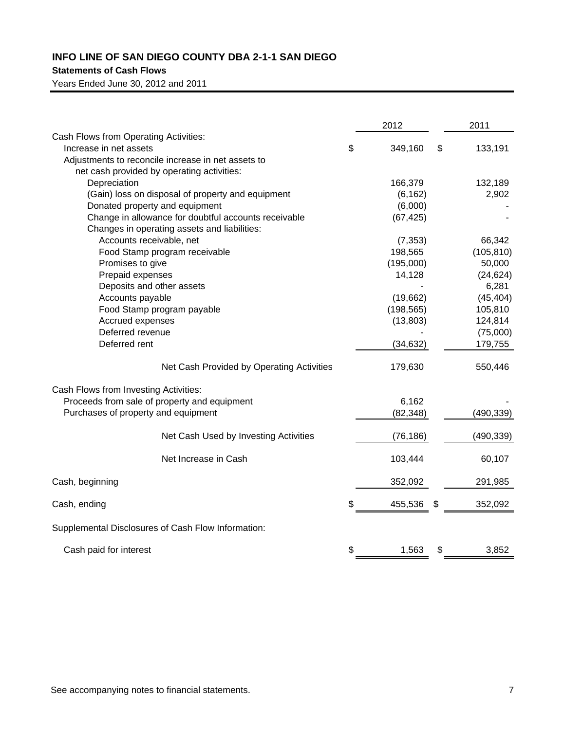# INFO LINE OF SAN DIEGO COUNTY DBA 2-1-1 SAN DIEGO

## Statements of Cash Flows

Years Ended June 30, 2012 and 2011

| | 2012 | 2011 |
|---|---|---|
| Cash Flows from Operating Activities: | | |
| Increase in net assets | $ 349,160 | $ 133,191 |
| Adjustments to reconcile increase in net assets to net cash provided by operating activities: | | |
| Depreciation | 166,379 | 132,189 |
| (Gain) loss on disposal of property and equipment | (6,162) | 2,902 |
| Donated property and equipment | (6,000) | - |
| Change in allowance for doubtful accounts receivable | (67,425) | - |
| Changes in operating assets and liabilities: | | |
| Accounts receivable, net | (7,353) | 66,342 |
| Food Stamp program receivable | 198,565 | (105,810) |
| Promises to give | (195,000) | 50,000 |
| Prepaid expenses | 14,128 | (24,624) |
| Deposits and other assets | - | 6,281 |
| Accounts payable | (19,662) | (45,404) |
| Food Stamp program payable | (198,565) | 105,810 |
| Accrued expenses | (13,803) | 124,814 |
| Deferred revenue | - | (75,000) |
| Deferred rent | (34,632) | 179,755 |
| Net Cash Provided by Operating Activities | 179,630 | 550,446 |
| Cash Flows from Investing Activities: | | |
| Proceeds from sale of property and equipment | 6,162 | - |
| Purchases of property and equipment | (82,348) | (490,339) |
| Net Cash Used by Investing Activities | (76,186) | (490,339) |
| Net Increase in Cash | 103,444 | 60,107 |
| Cash, beginning | 352,092 | 291,985 |
| Cash, ending | $ 455,536 | $ 352,092 |
| Supplemental Disclosures of Cash Flow Information: | | |
| Cash paid for interest | $ 1,563 | $ 3,852 |

See accompanying notes to financial statements.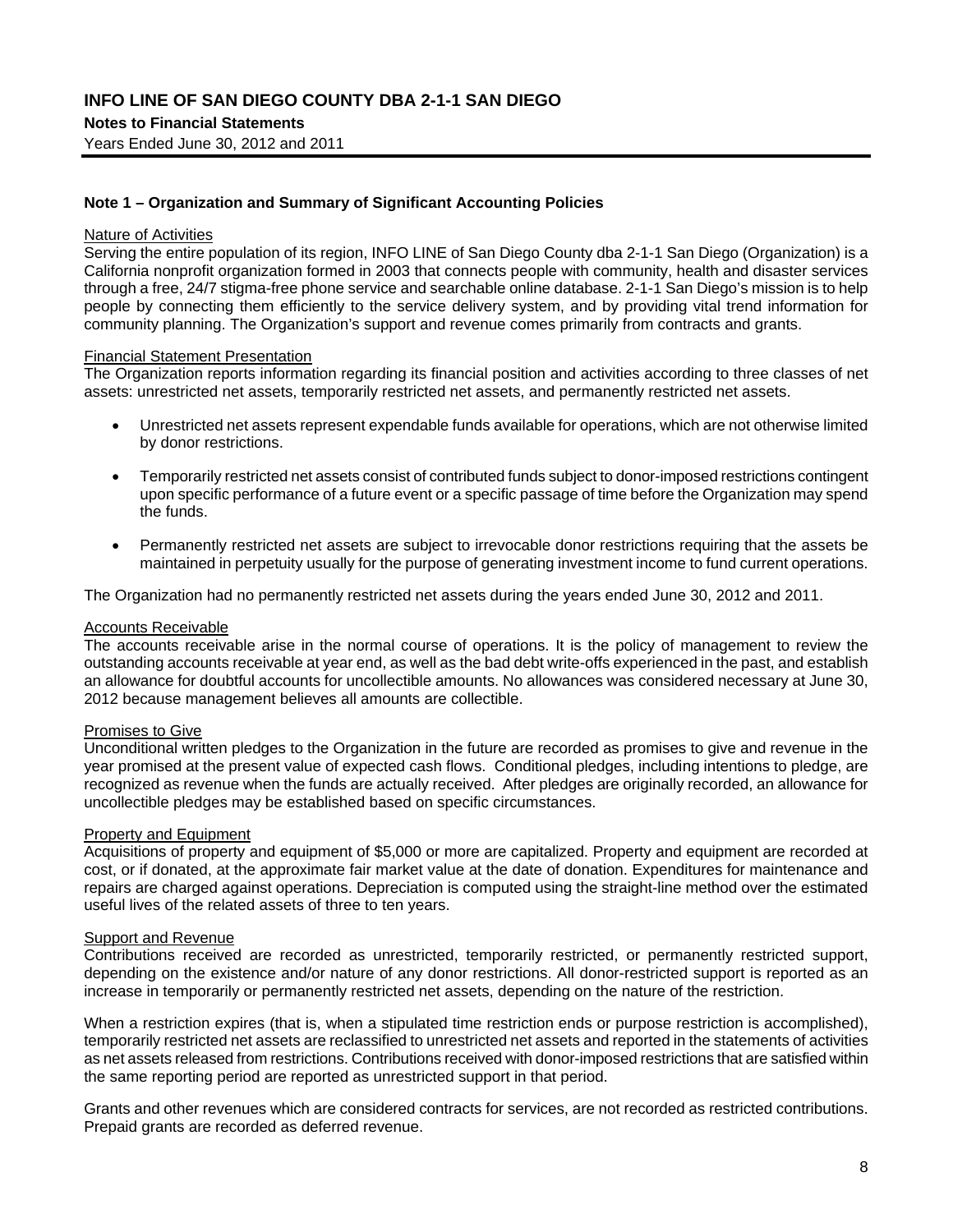# INFO LINE OF SAN DIEGO COUNTY DBA 2-1-1 SAN DIEGO

**Notes to Financial Statements**

Years Ended June 30, 2012 and 2011

## Note 1 – Organization and Summary of Significant Accounting Policies

Nature of Activities

Serving the entire population of its region, INFO LINE of San Diego County dba 2-1-1 San Diego (Organization) is a California nonprofit organization formed in 2003 that connects people with community, health and disaster services through a free, 24/7 stigma-free phone service and searchable online database. 2-1-1 San Diego's mission is to help people by connecting them efficiently to the service delivery system, and by providing vital trend information for community planning. The Organization's support and revenue comes primarily from contracts and grants.

Financial Statement Presentation

The Organization reports information regarding its financial position and activities according to three classes of net assets: unrestricted net assets, temporarily restricted net assets, and permanently restricted net assets.

- Unrestricted net assets represent expendable funds available for operations, which are not otherwise limited by donor restrictions.
- Temporarily restricted net assets consist of contributed funds subject to donor-imposed restrictions contingent upon specific performance of a future event or a specific passage of time before the Organization may spend the funds.
- Permanently restricted net assets are subject to irrevocable donor restrictions requiring that the assets be maintained in perpetuity usually for the purpose of generating investment income to fund current operations.

The Organization had no permanently restricted net assets during the years ended June 30, 2012 and 2011.

Accounts Receivable

The accounts receivable arise in the normal course of operations. It is the policy of management to review the outstanding accounts receivable at year end, as well as the bad debt write-offs experienced in the past, and establish an allowance for doubtful accounts for uncollectible amounts. No allowances was considered necessary at June 30, 2012 because management believes all amounts are collectible.

Promises to Give

Unconditional written pledges to the Organization in the future are recorded as promises to give and revenue in the year promised at the present value of expected cash flows. Conditional pledges, including intentions to pledge, are recognized as revenue when the funds are actually received. After pledges are originally recorded, an allowance for uncollectible pledges may be established based on specific circumstances.

Property and Equipment

Acquisitions of property and equipment of $5,000 or more are capitalized. Property and equipment are recorded at cost, or if donated, at the approximate fair market value at the date of donation. Expenditures for maintenance and repairs are charged against operations. Depreciation is computed using the straight-line method over the estimated useful lives of the related assets of three to ten years.

Support and Revenue

Contributions received are recorded as unrestricted, temporarily restricted, or permanently restricted support, depending on the existence and/or nature of any donor restrictions. All donor-restricted support is reported as an increase in temporarily or permanently restricted net assets, depending on the nature of the restriction.

When a restriction expires (that is, when a stipulated time restriction ends or purpose restriction is accomplished), temporarily restricted net assets are reclassified to unrestricted net assets and reported in the statements of activities as net assets released from restrictions. Contributions received with donor-imposed restrictions that are satisfied within the same reporting period are reported as unrestricted support in that period.

Grants and other revenues which are considered contracts for services, are not recorded as restricted contributions. Prepaid grants are recorded as deferred revenue.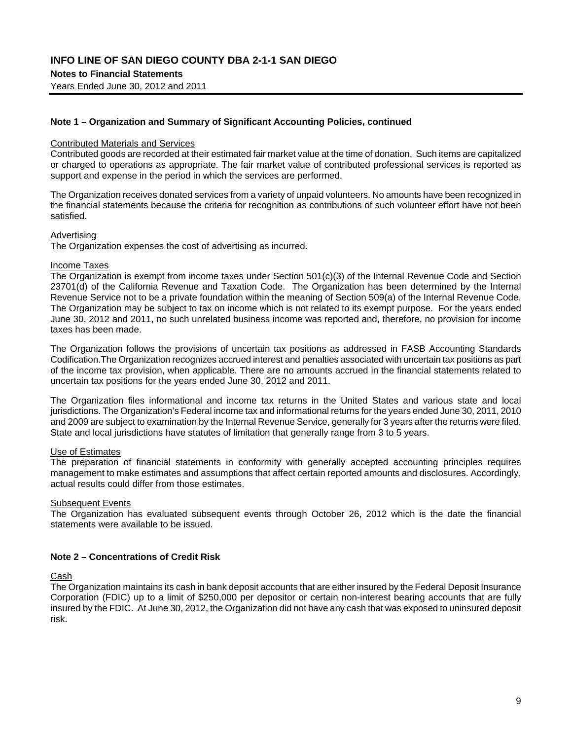**Note 1 – Organization and Summary of Significant Accounting Policies, continued**

Contributed Materials and Services

Contributed goods are recorded at their estimated fair market value at the time of donation. Such items are capitalized or charged to operations as appropriate. The fair market value of contributed professional services is reported as support and expense in the period in which the services are performed.

The Organization receives donated services from a variety of unpaid volunteers. No amounts have been recognized in the financial statements because the criteria for recognition as contributions of such volunteer effort have not been satisfied.

Advertising

The Organization expenses the cost of advertising as incurred.

Income Taxes

The Organization is exempt from income taxes under Section 501(c)(3) of the Internal Revenue Code and Section 23701(d) of the California Revenue and Taxation Code. The Organization has been determined by the Internal Revenue Service not to be a private foundation within the meaning of Section 509(a) of the Internal Revenue Code. The Organization may be subject to tax on income which is not related to its exempt purpose. For the years ended June 30, 2012 and 2011, no such unrelated business income was reported and, therefore, no provision for income taxes has been made.

The Organization follows the provisions of uncertain tax positions as addressed in FASB Accounting Standards Codification.The Organization recognizes accrued interest and penalties associated with uncertain tax positions as part of the income tax provision, when applicable. There are no amounts accrued in the financial statements related to uncertain tax positions for the years ended June 30, 2012 and 2011.

The Organization files informational and income tax returns in the United States and various state and local jurisdictions. The Organization's Federal income tax and informational returns for the years ended June 30, 2011, 2010 and 2009 are subject to examination by the Internal Revenue Service, generally for 3 years after the returns were filed. State and local jurisdictions have statutes of limitation that generally range from 3 to 5 years.

Use of Estimates

The preparation of financial statements in conformity with generally accepted accounting principles requires management to make estimates and assumptions that affect certain reported amounts and disclosures. Accordingly, actual results could differ from those estimates.

Subsequent Events

The Organization has evaluated subsequent events through October 26, 2012 which is the date the financial statements were available to be issued.

**Note 2 – Concentrations of Credit Risk**

Cash

The Organization maintains its cash in bank deposit accounts that are either insured by the Federal Deposit Insurance Corporation (FDIC) up to a limit of $250,000 per depositor or certain non-interest bearing accounts that are fully insured by the FDIC. At June 30, 2012, the Organization did not have any cash that was exposed to uninsured deposit risk.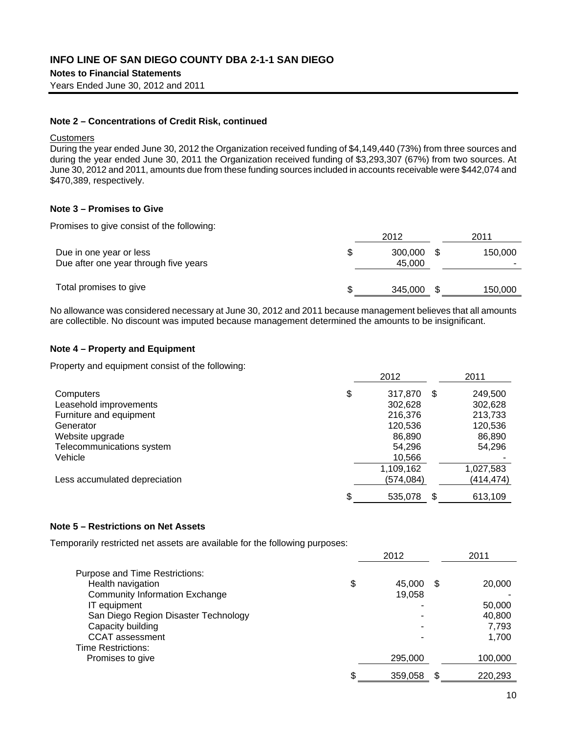## Note 2 – Concentrations of Credit Risk, continued

Customers

During the year ended June 30, 2012 the Organization received funding of $4,149,440 (73%) from three sources and during the year ended June 30, 2011 the Organization received funding of $3,293,307 (67%) from two sources. At June 30, 2012 and 2011, amounts due from these funding sources included in accounts receivable were $442,074 and $470,389, respectively.

## Note 3 – Promises to Give

Promises to give consist of the following:

| | 2012 | 2011 |
|---|---|---|
| Due in one year or less | $ 300,000 | $ 150,000 |
| Due after one year through five years | 45,000 | - |
| Total promises to give | $ 345,000 | $ 150,000 |

No allowance was considered necessary at June 30, 2012 and 2011 because management believes that all amounts are collectible. No discount was imputed because management determined the amounts to be insignificant.

## Note 4 – Property and Equipment

Property and equipment consist of the following:

| | 2012 | 2011 |
|---|---|---|
| Computers | $ 317,870 | $ 249,500 |
| Leasehold improvements | 302,628 | 302,628 |
| Furniture and equipment | 216,376 | 213,733 |
| Generator | 120,536 | 120,536 |
| Website upgrade | 86,890 | 86,890 |
| Telecommunications system | 54,296 | 54,296 |
| Vehicle | 10,566 | - |
| | 1,109,162 | 1,027,583 |
| Less accumulated depreciation | (574,084) | (414,474) |
| | $ 535,078 | $ 613,109 |

## Note 5 – Restrictions on Net Assets

Temporarily restricted net assets are available for the following purposes:

| | 2012 | 2011 |
|---|---|---|
| Purpose and Time Restrictions: | | |
| Health navigation | $ 45,000 | $ 20,000 |
| Community Information Exchange | 19,058 | - |
| IT equipment | - | 50,000 |
| San Diego Region Disaster Technology | - | 40,800 |
| Capacity building | - | 7,793 |
| CCAT assessment | - | 1,700 |
| Time Restrictions: | | |
| Promises to give | 295,000 | 100,000 |
| | $ 359,058 | $ 220,293 |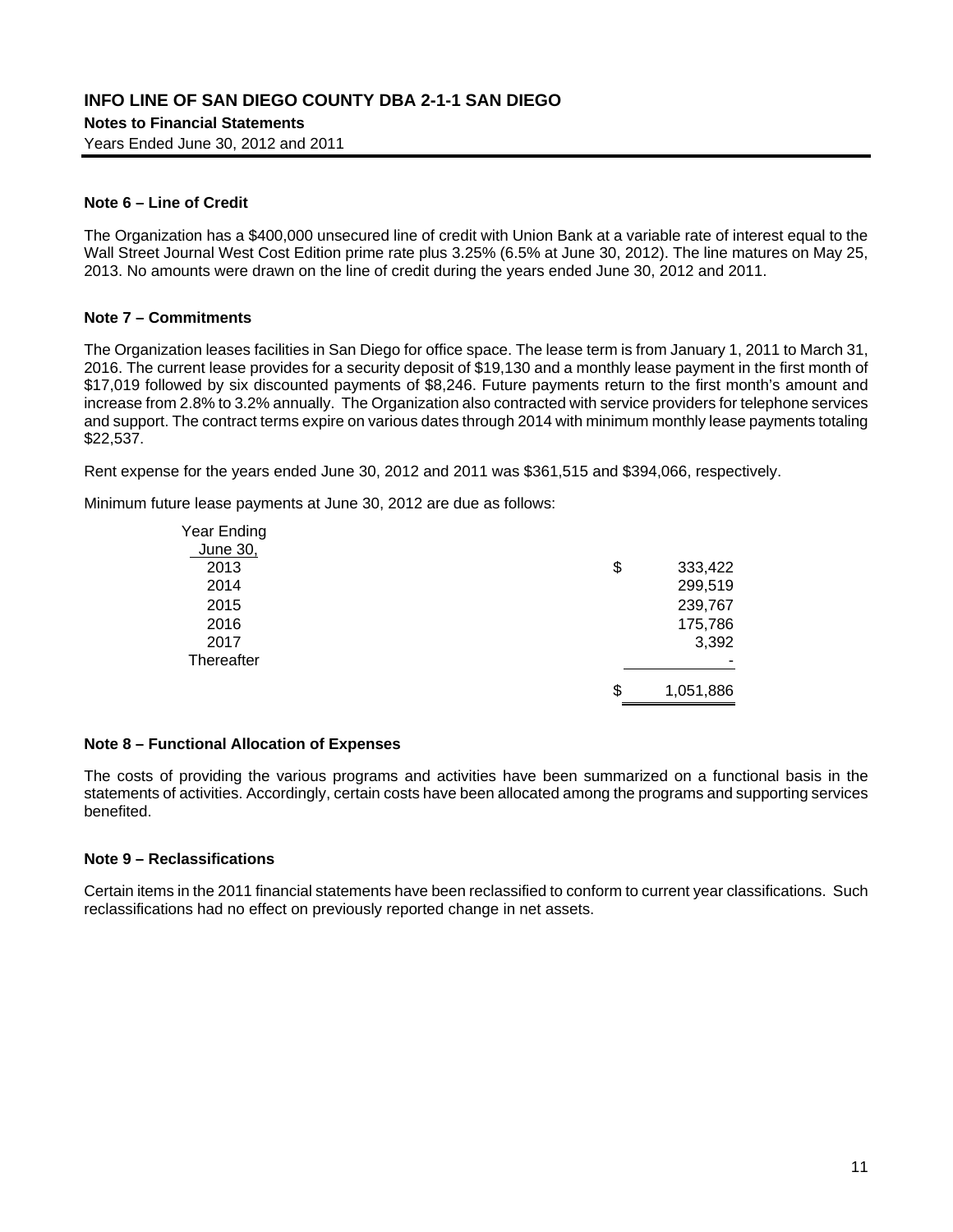## Note 6 – Line of Credit

The Organization has a $400,000 unsecured line of credit with Union Bank at a variable rate of interest equal to the Wall Street Journal West Cost Edition prime rate plus 3.25% (6.5% at June 30, 2012). The line matures on May 25, 2013. No amounts were drawn on the line of credit during the years ended June 30, 2012 and 2011.

## Note 7 – Commitments

The Organization leases facilities in San Diego for office space. The lease term is from January 1, 2011 to March 31, 2016. The current lease provides for a security deposit of $19,130 and a monthly lease payment in the first month of $17,019 followed by six discounted payments of $8,246. Future payments return to the first month's amount and increase from 2.8% to 3.2% annually. The Organization also contracted with service providers for telephone services and support. The contract terms expire on various dates through 2014 with minimum monthly lease payments totaling $22,537.

Rent expense for the years ended June 30, 2012 and 2011 was $361,515 and $394,066, respectively.

Minimum future lease payments at June 30, 2012 are due as follows:

| Year Ending June 30, | |
|---|---|
| 2013 | $ 333,422 |
| 2014 | 299,519 |
| 2015 | 239,767 |
| 2016 | 175,786 |
| 2017 | 3,392 |
| Thereafter | - |
| | $ 1,051,886 |

## Note 8 – Functional Allocation of Expenses

The costs of providing the various programs and activities have been summarized on a functional basis in the statements of activities. Accordingly, certain costs have been allocated among the programs and supporting services benefited.

## Note 9 – Reclassifications

Certain items in the 2011 financial statements have been reclassified to conform to current year classifications. Such reclassifications had no effect on previously reported change in net assets.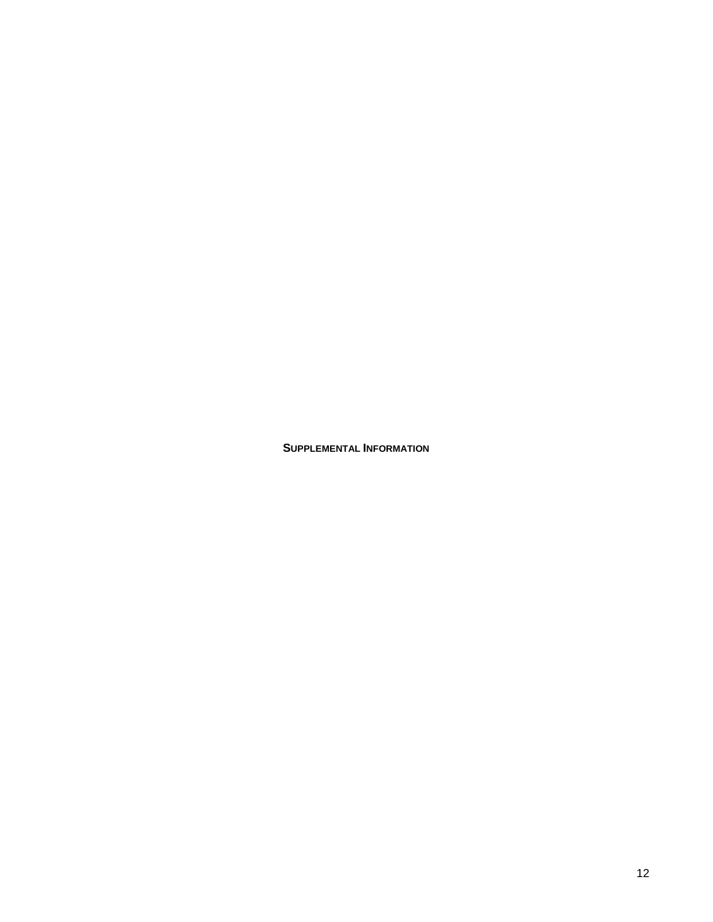# SUPPLEMENTAL INFORMATION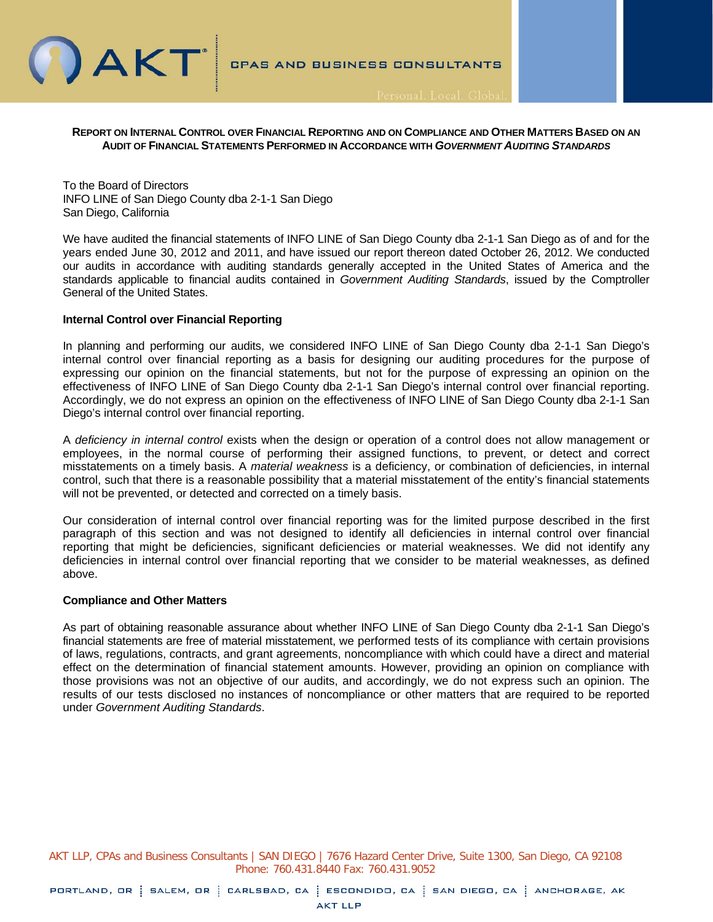## REPORT ON INTERNAL CONTROL OVER FINANCIAL REPORTING AND ON COMPLIANCE AND OTHER MATTERS BASED ON AN AUDIT OF FINANCIAL STATEMENTS PERFORMED IN ACCORDANCE WITH *GOVERNMENT AUDITING STANDARDS*

To the Board of Directors
INFO LINE of San Diego County dba 2-1-1 San Diego
San Diego, California

We have audited the financial statements of INFO LINE of San Diego County dba 2-1-1 San Diego as of and for the years ended June 30, 2012 and 2011, and have issued our report thereon dated October 26, 2012. We conducted our audits in accordance with auditing standards generally accepted in the United States of America and the standards applicable to financial audits contained in *Government Auditing Standards*, issued by the Comptroller General of the United States.

**Internal Control over Financial Reporting**

In planning and performing our audits, we considered INFO LINE of San Diego County dba 2-1-1 San Diego's internal control over financial reporting as a basis for designing our auditing procedures for the purpose of expressing our opinion on the financial statements, but not for the purpose of expressing an opinion on the effectiveness of INFO LINE of San Diego County dba 2-1-1 San Diego's internal control over financial reporting. Accordingly, we do not express an opinion on the effectiveness of INFO LINE of San Diego County dba 2-1-1 San Diego's internal control over financial reporting.

A *deficiency in internal control* exists when the design or operation of a control does not allow management or employees, in the normal course of performing their assigned functions, to prevent, or detect and correct misstatements on a timely basis. A *material weakness* is a deficiency, or combination of deficiencies, in internal control, such that there is a reasonable possibility that a material misstatement of the entity's financial statements will not be prevented, or detected and corrected on a timely basis.

Our consideration of internal control over financial reporting was for the limited purpose described in the first paragraph of this section and was not designed to identify all deficiencies in internal control over financial reporting that might be deficiencies, significant deficiencies or material weaknesses. We did not identify any deficiencies in internal control over financial reporting that we consider to be material weaknesses, as defined above.

**Compliance and Other Matters**

As part of obtaining reasonable assurance about whether INFO LINE of San Diego County dba 2-1-1 San Diego's financial statements are free of material misstatement, we performed tests of its compliance with certain provisions of laws, regulations, contracts, and grant agreements, noncompliance with which could have a direct and material effect on the determination of financial statement amounts. However, providing an opinion on compliance with those provisions was not an objective of our audits, and accordingly, we do not express such an opinion. The results of our tests disclosed no instances of noncompliance or other matters that are required to be reported under *Government Auditing Standards*.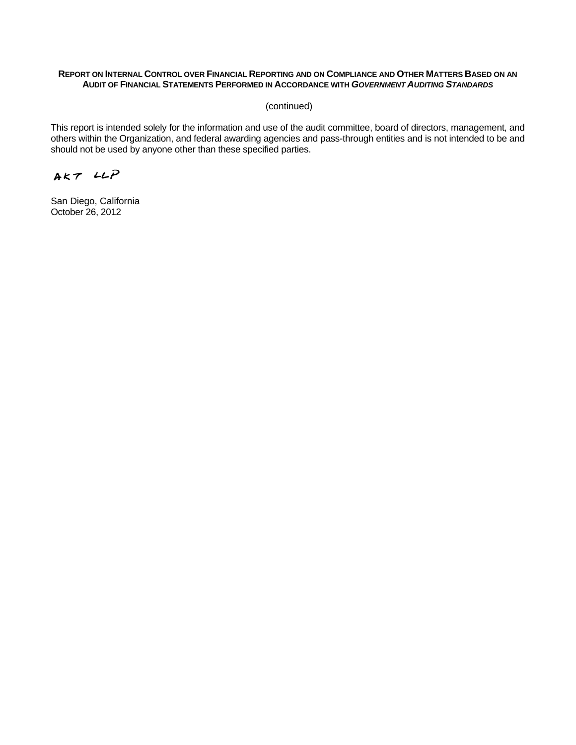**REPORT ON INTERNAL CONTROL OVER FINANCIAL REPORTING AND ON COMPLIANCE AND OTHER MATTERS BASED ON AN AUDIT OF FINANCIAL STATEMENTS PERFORMED IN ACCORDANCE WITH *GOVERNMENT AUDITING STANDARDS***

(continued)

This report is intended solely for the information and use of the audit committee, board of directors, management, and others within the Organization, and federal awarding agencies and pass-through entities and is not intended to be and should not be used by anyone other than these specified parties.

AKT LLP

San Diego, California
October 26, 2012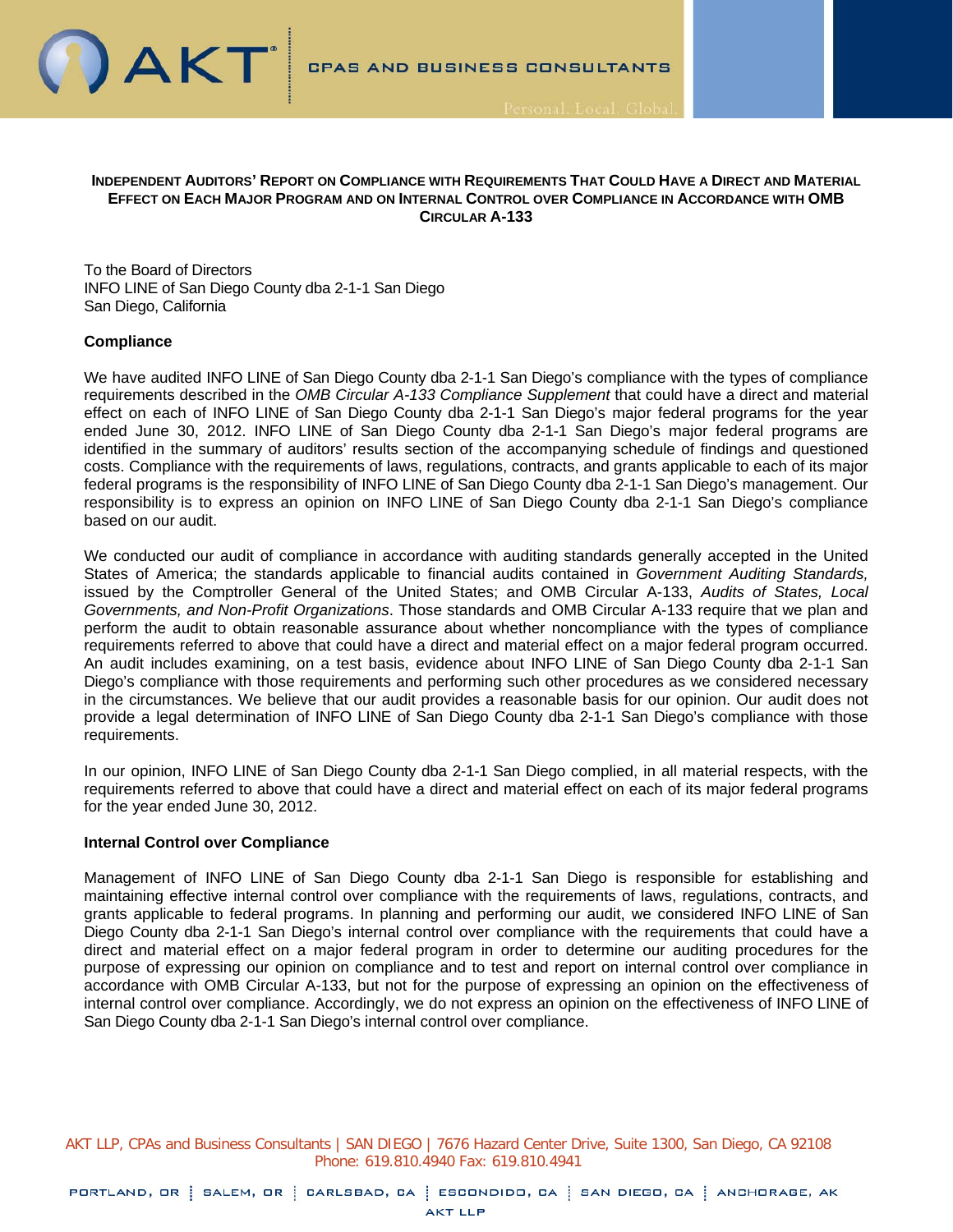**INDEPENDENT AUDITORS' REPORT ON COMPLIANCE WITH REQUIREMENTS THAT COULD HAVE A DIRECT AND MATERIAL EFFECT ON EACH MAJOR PROGRAM AND ON INTERNAL CONTROL OVER COMPLIANCE IN ACCORDANCE WITH OMB CIRCULAR A-133**

To the Board of Directors
INFO LINE of San Diego County dba 2-1-1 San Diego
San Diego, California

**Compliance**

We have audited INFO LINE of San Diego County dba 2-1-1 San Diego's compliance with the types of compliance requirements described in the *OMB Circular A-133 Compliance Supplement* that could have a direct and material effect on each of INFO LINE of San Diego County dba 2-1-1 San Diego's major federal programs for the year ended June 30, 2012. INFO LINE of San Diego County dba 2-1-1 San Diego's major federal programs are identified in the summary of auditors' results section of the accompanying schedule of findings and questioned costs. Compliance with the requirements of laws, regulations, contracts, and grants applicable to each of its major federal programs is the responsibility of INFO LINE of San Diego County dba 2-1-1 San Diego's management. Our responsibility is to express an opinion on INFO LINE of San Diego County dba 2-1-1 San Diego's compliance based on our audit.

We conducted our audit of compliance in accordance with auditing standards generally accepted in the United States of America; the standards applicable to financial audits contained in *Government Auditing Standards,* issued by the Comptroller General of the United States; and OMB Circular A-133, *Audits of States, Local Governments, and Non-Profit Organizations*. Those standards and OMB Circular A-133 require that we plan and perform the audit to obtain reasonable assurance about whether noncompliance with the types of compliance requirements referred to above that could have a direct and material effect on a major federal program occurred. An audit includes examining, on a test basis, evidence about INFO LINE of San Diego County dba 2-1-1 San Diego's compliance with those requirements and performing such other procedures as we considered necessary in the circumstances. We believe that our audit provides a reasonable basis for our opinion. Our audit does not provide a legal determination of INFO LINE of San Diego County dba 2-1-1 San Diego's compliance with those requirements.

In our opinion, INFO LINE of San Diego County dba 2-1-1 San Diego complied, in all material respects, with the requirements referred to above that could have a direct and material effect on each of its major federal programs for the year ended June 30, 2012.

**Internal Control over Compliance**

Management of INFO LINE of San Diego County dba 2-1-1 San Diego is responsible for establishing and maintaining effective internal control over compliance with the requirements of laws, regulations, contracts, and grants applicable to federal programs. In planning and performing our audit, we considered INFO LINE of San Diego County dba 2-1-1 San Diego's internal control over compliance with the requirements that could have a direct and material effect on a major federal program in order to determine our auditing procedures for the purpose of expressing our opinion on compliance and to test and report on internal control over compliance in accordance with OMB Circular A-133, but not for the purpose of expressing an opinion on the effectiveness of internal control over compliance. Accordingly, we do not express an opinion on the effectiveness of INFO LINE of San Diego County dba 2-1-1 San Diego's internal control over compliance.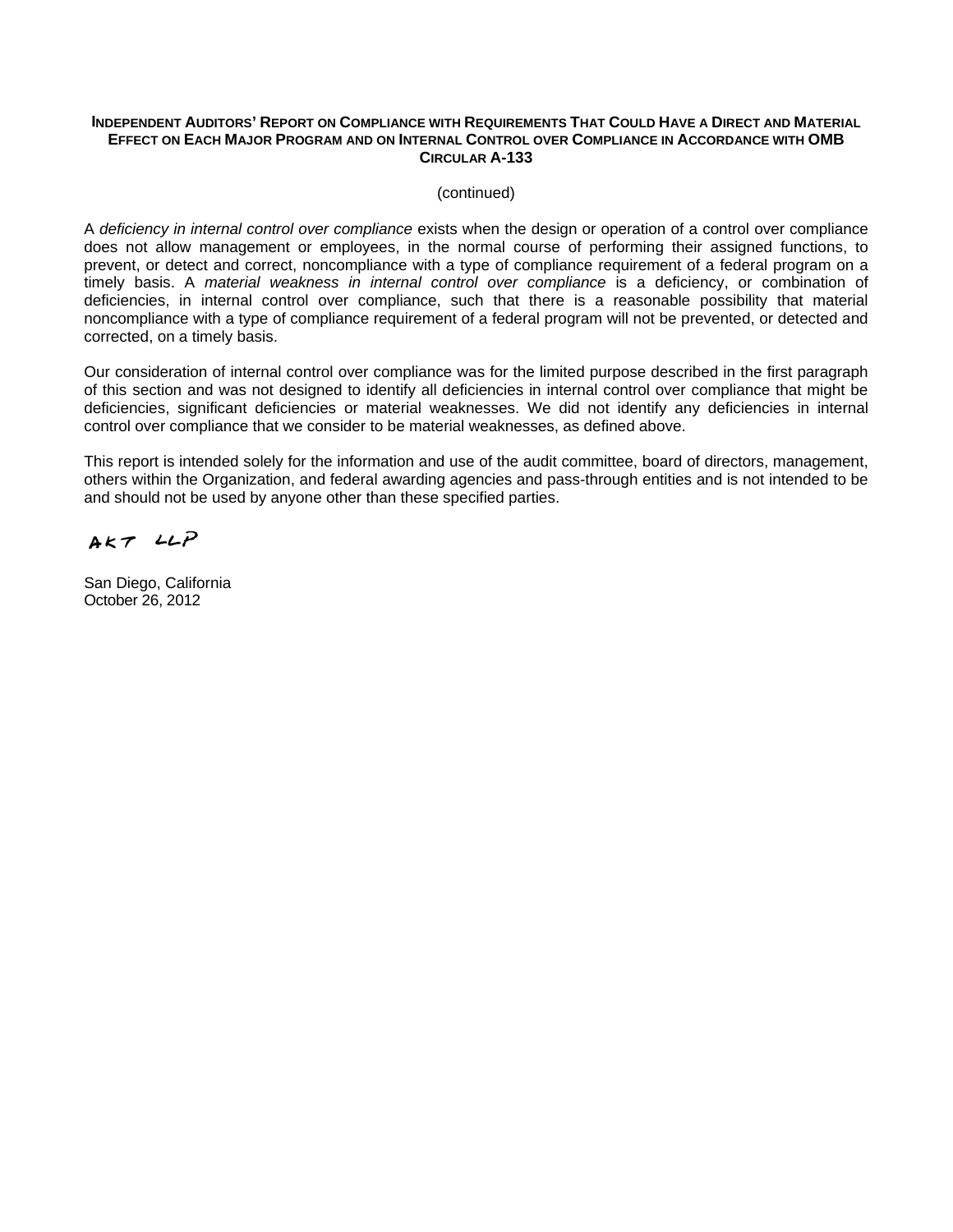**INDEPENDENT AUDITORS' REPORT ON COMPLIANCE WITH REQUIREMENTS THAT COULD HAVE A DIRECT AND MATERIAL EFFECT ON EACH MAJOR PROGRAM AND ON INTERNAL CONTROL OVER COMPLIANCE IN ACCORDANCE WITH OMB CIRCULAR A-133**

(continued)

A *deficiency in internal control over compliance* exists when the design or operation of a control over compliance does not allow management or employees, in the normal course of performing their assigned functions, to prevent, or detect and correct, noncompliance with a type of compliance requirement of a federal program on a timely basis. A *material weakness in internal control over compliance* is a deficiency, or combination of deficiencies, in internal control over compliance, such that there is a reasonable possibility that material noncompliance with a type of compliance requirement of a federal program will not be prevented, or detected and corrected, on a timely basis.

Our consideration of internal control over compliance was for the limited purpose described in the first paragraph of this section and was not designed to identify all deficiencies in internal control over compliance that might be deficiencies, significant deficiencies or material weaknesses. We did not identify any deficiencies in internal control over compliance that we consider to be material weaknesses, as defined above.

This report is intended solely for the information and use of the audit committee, board of directors, management, others within the Organization, and federal awarding agencies and pass-through entities and is not intended to be and should not be used by anyone other than these specified parties.

AKT LLP

San Diego, California
October 26, 2012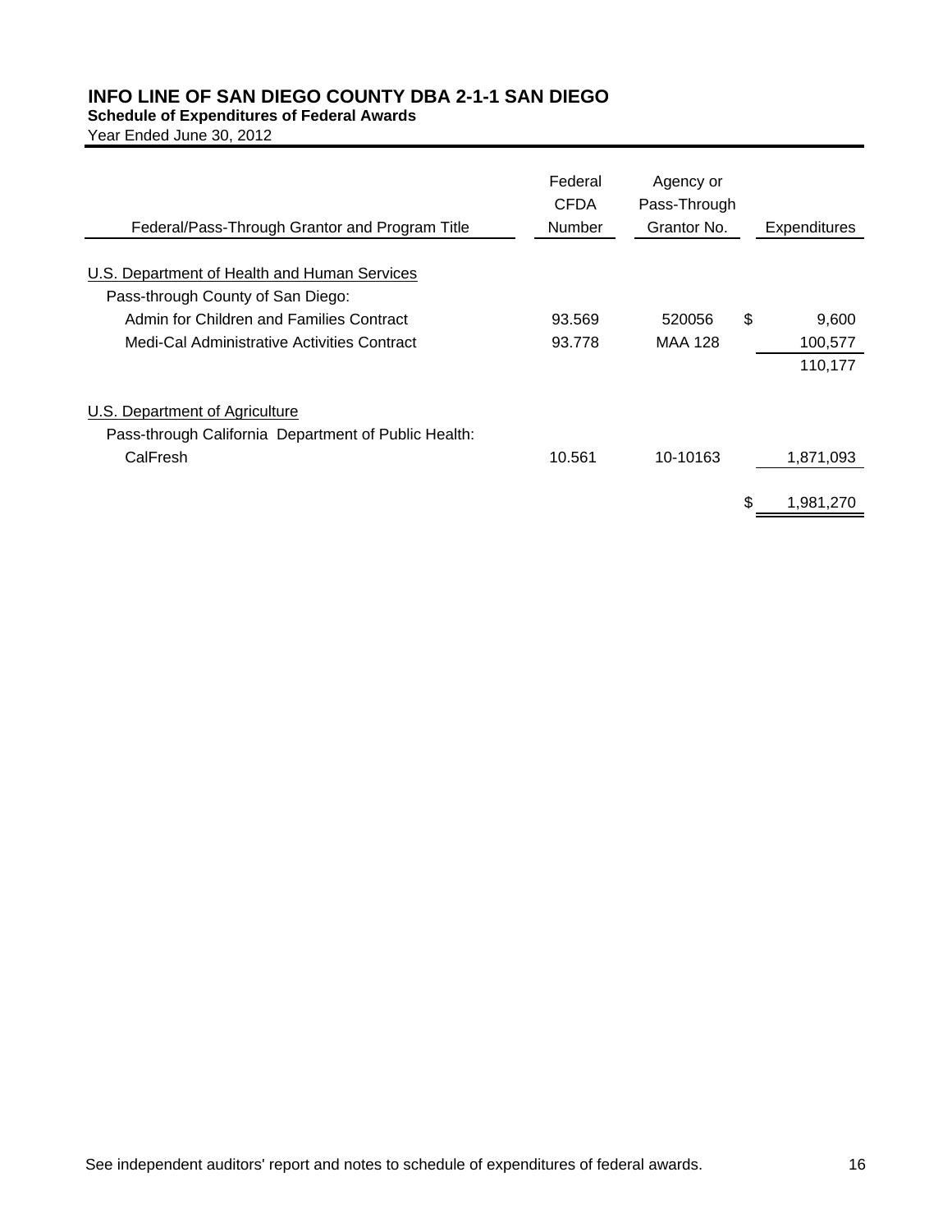# INFO LINE OF SAN DIEGO COUNTY DBA 2-1-1 SAN DIEGO

## Schedule of Expenditures of Federal Awards

Year Ended June 30, 2012

| Federal/Pass-Through Grantor and Program Title | Federal CFDA Number | Agency or Pass-Through Grantor No. | Expenditures |
|---|---|---|---|
| U.S. Department of Health and Human Services | | | |
| Pass-through County of San Diego: | | | |
| Admin for Children and Families Contract | 93.569 | 520056 | $ 9,600 |
| Medi-Cal Administrative Activities Contract | 93.778 | MAA 128 | 100,577 |
| | | | 110,177 |
| U.S. Department of Agriculture | | | |
| Pass-through California Department of Public Health: | | | |
| CalFresh | 10.561 | 10-10163 | 1,871,093 |
| | | | $ 1,981,270 |

See independent auditors' report and notes to schedule of expenditures of federal awards.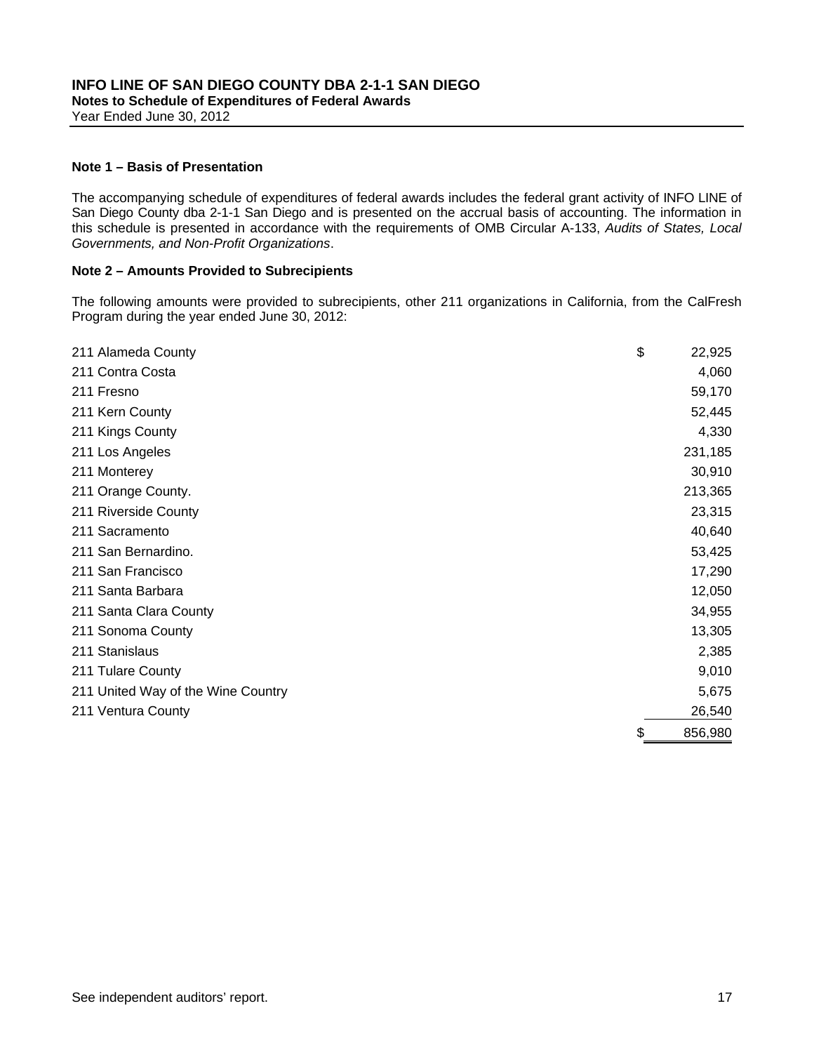# INFO LINE OF SAN DIEGO COUNTY DBA 2-1-1 SAN DIEGO

**Notes to Schedule of Expenditures of Federal Awards**

Year Ended June 30, 2012

**Note 1 – Basis of Presentation**

The accompanying schedule of expenditures of federal awards includes the federal grant activity of INFO LINE of San Diego County dba 2-1-1 San Diego and is presented on the accrual basis of accounting. The information in this schedule is presented in accordance with the requirements of OMB Circular A-133, *Audits of States, Local Governments, and Non-Profit Organizations*.

**Note 2 – Amounts Provided to Subrecipients**

The following amounts were provided to subrecipients, other 211 organizations in California, from the CalFresh Program during the year ended June 30, 2012:

| | |
|---|---|
| 211 Alameda County | $ 22,925 |
| 211 Contra Costa | 4,060 |
| 211 Fresno | 59,170 |
| 211 Kern County | 52,445 |
| 211 Kings County | 4,330 |
| 211 Los Angeles | 231,185 |
| 211 Monterey | 30,910 |
| 211 Orange County. | 213,365 |
| 211 Riverside County | 23,315 |
| 211 Sacramento | 40,640 |
| 211 San Bernardino. | 53,425 |
| 211 San Francisco | 17,290 |
| 211 Santa Barbara | 12,050 |
| 211 Santa Clara County | 34,955 |
| 211 Sonoma County | 13,305 |
| 211 Stanislaus | 2,385 |
| 211 Tulare County | 9,010 |
| 211 United Way of the Wine Country | 5,675 |
| 211 Ventura County | 26,540 |
| | $ 856,980 |

See independent auditors' report.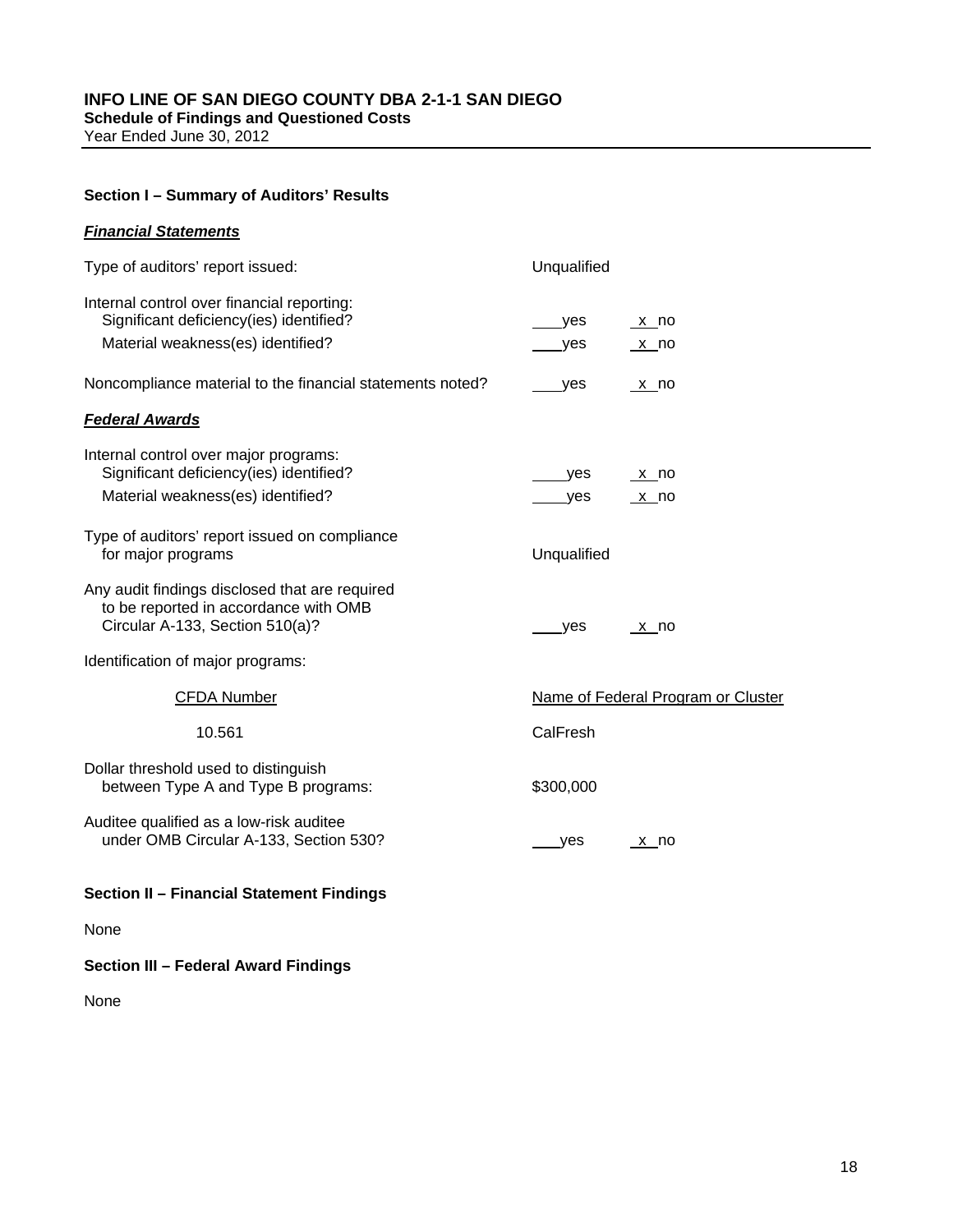# INFO LINE OF SAN DIEGO COUNTY DBA 2-1-1 SAN DIEGO

**Schedule of Findings and Questioned Costs**

Year Ended June 30, 2012

## Section I – Summary of Auditors' Results

***Financial Statements***

| | | |
|---|---|---|
| Type of auditors' report issued: | Unqualified | |
| Internal control over financial reporting: | | |
| Significant deficiency(ies) identified? | ___yes | _x_no |
| Material weakness(es) identified? | ___yes | _x_no |
| Noncompliance material to the financial statements noted? | ___yes | _x_no |

***Federal Awards***

| | | |
|---|---|---|
| Internal control over major programs: | | |
| Significant deficiency(ies) identified? | ___yes | _x_no |
| Material weakness(es) identified? | ___yes | _x_no |
| Type of auditors' report issued on compliance for major programs | Unqualified | |
| Any audit findings disclosed that are required to be reported in accordance with OMB Circular A-133, Section 510(a)? | ___yes | _x_no |

Identification of major programs:

| CFDA Number | Name of Federal Program or Cluster |
|---|---|
| 10.561 | CalFresh |

| | | |
|---|---|---|
| Dollar threshold used to distinguish between Type A and Type B programs: | $300,000 | |
| Auditee qualified as a low-risk auditee under OMB Circular A-133, Section 530? | ___yes | _x_no |

## Section II – Financial Statement Findings

None

## Section III – Federal Award Findings

None